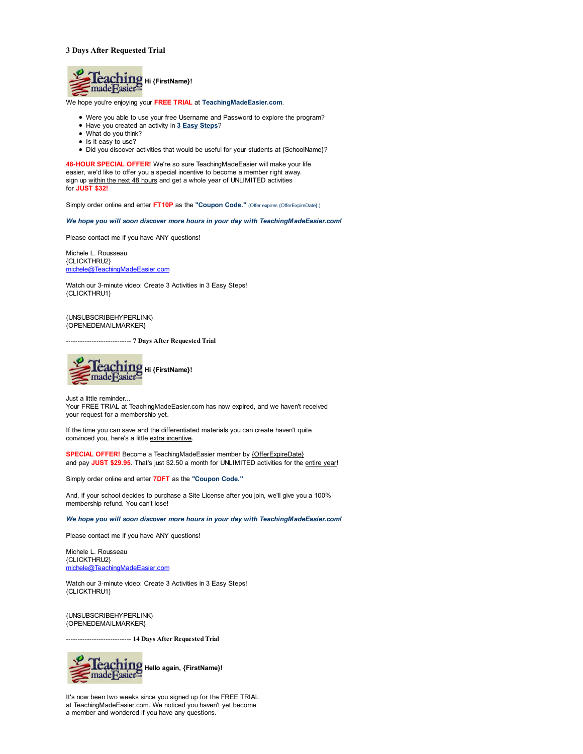### 3 Days After Requested Trial

**Hi {FirstName}!**

We hope you're enjoying your **FREE TRIAL** at **TeachingMadeEasier.com**.

- Were you able to use your free Username and Password to explore the program?
- Have you created an activity in **3 Easy Steps**?
- What do you think?
- Is it easy to use?
- Did you discover activities that would be useful for your students at {SchoolName}?

**48-HOUR SPECIAL OFFER!** We're so sure TeachingMadeEasier will make your life easier, we'd like to offer you a special incentive to become a member right away. sign up within the next 48 hours and get a whole year of UNLIMITED activities for **JUST $32!**

Simply order online and enter **FT10P** as the **"Coupon Code."** (Offer expires {OfferExpireDate}.)

***We hope you will soon discover more hours in your day with TeachingMadeEasier.com!***

Please contact me if you have ANY questions!

Michele L. Rousseau
{CLICKTHRU2}
michele@TeachingMadeEasier.com

Watch our 3-minute video: Create 3 Activities in 3 Easy Steps!
{CLICKTHRU1}

{UNSUBSCRIBEHYPERLINK}
{OPENEDEMAILMARKER}

---------------------------- **7 Days After Requested Trial**

**Hi {FirstName}!**

Just a little reminder...
Your FREE TRIAL at TeachingMadeEasier.com has now expired, and we haven't received your request for a membership yet.

If the time you can save and the differentiated materials you can create haven't quite convinced you, here's a little extra incentive.

**SPECIAL OFFER!** Become a TeachingMadeEasier member by {OfferExpireDate} and pay **JUST $29.95**. That's just $2.50 a month for UNLIMITED activities for the entire year!

Simply order online and enter **7DFT** as the **"Coupon Code."**

And, if your school decides to purchase a Site License after you join, we'll give you a 100% membership refund. You can't lose!

***We hope you will soon discover more hours in your day with TeachingMadeEasier.com!***

Please contact me if you have ANY questions!

Michele L. Rousseau
{CLICKTHRU2}
michele@TeachingMadeEasier.com

Watch our 3-minute video: Create 3 Activities in 3 Easy Steps!
{CLICKTHRU1}

{UNSUBSCRIBEHYPERLINK}
{OPENEDEMAILMARKER}

---------------------------- **14 Days After Requested Trial**

**Hello again, {FirstName}!**

It's now been two weeks since you signed up for the FREE TRIAL at TeachingMadeEasier.com. We noticed you haven't yet become a member and wondered if you have any questions.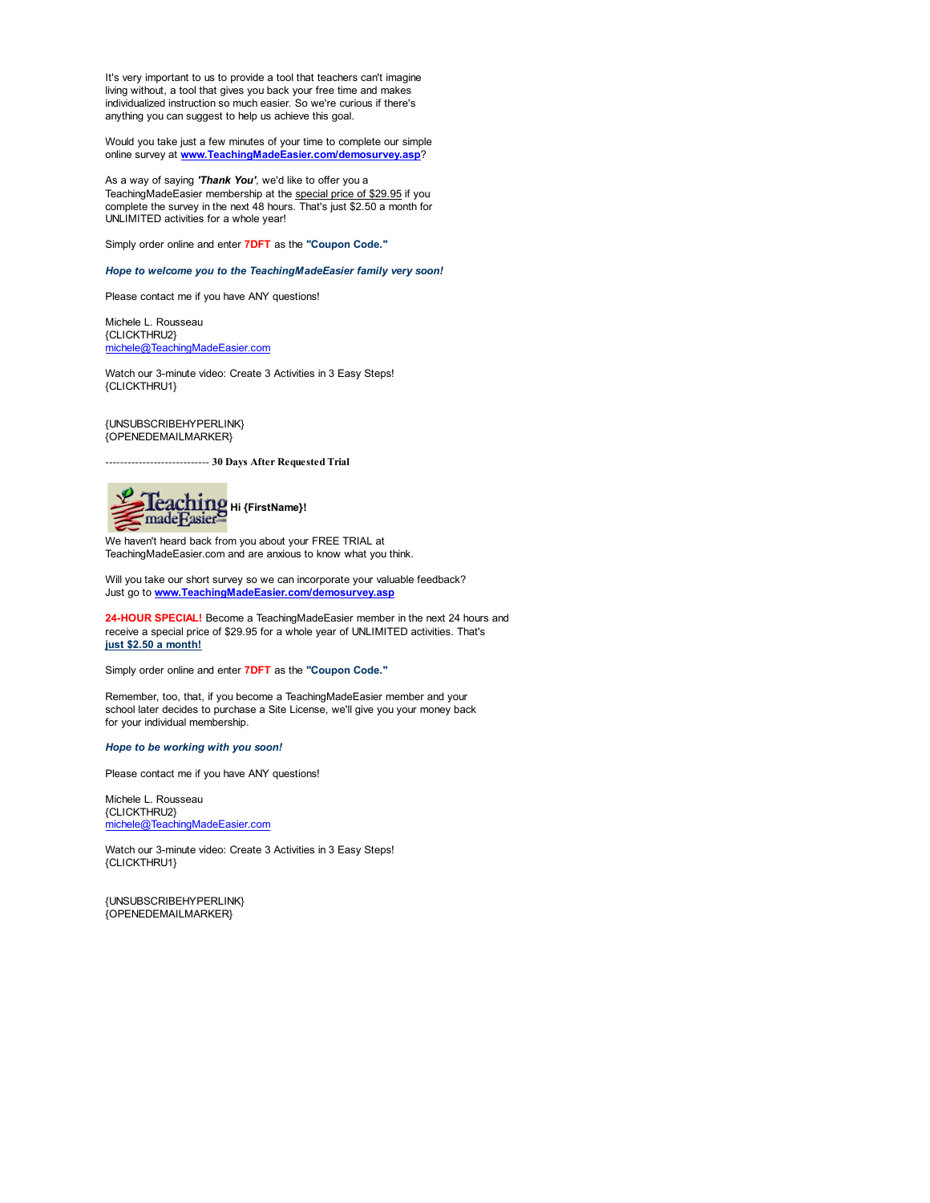It's very important to us to provide a tool that teachers can't imagine living without, a tool that gives you back your free time and makes individualized instruction so much easier. So we're curious if there's anything you can suggest to help us achieve this goal.

Would you take just a few minutes of your time to complete our simple online survey at **www.TeachingMadeEasier.com/demosurvey.asp**?

As a way of saying ***'Thank You'***, we'd like to offer you a TeachingMadeEasier membership at the special price of $29.95 if you complete the survey in the next 48 hours. That's just $2.50 a month for UNLIMITED activities for a whole year!

Simply order online and enter **7DFT** as the **"Coupon Code."**

***Hope to welcome you to the TeachingMadeEasier family very soon!***

Please contact me if you have ANY questions!

Michele L. Rousseau
{CLICKTHRU2}
michele@TeachingMadeEasier.com

Watch our 3-minute video: Create 3 Activities in 3 Easy Steps!
{CLICKTHRU1}

{UNSUBSCRIBEHYPERLINK}
{OPENEDEMAILMARKER}

---------------------------- **30 Days After Requested Trial**

Teaching madeEasier.com **Hi {FirstName}!**

We haven't heard back from you about your FREE TRIAL at TeachingMadeEasier.com and are anxious to know what you think.

Will you take our short survey so we can incorporate your valuable feedback?
Just go to **www.TeachingMadeEasier.com/demosurvey.asp**

**24-HOUR SPECIAL!** Become a TeachingMadeEasier member in the next 24 hours and receive a special price of $29.95 for a whole year of UNLIMITED activities. That's **just $2.50 a month!**

Simply order online and enter **7DFT** as the **"Coupon Code."**

Remember, too, that, if you become a TeachingMadeEasier member and your school later decides to purchase a Site License, we'll give you your money back for your individual membership.

***Hope to be working with you soon!***

Please contact me if you have ANY questions!

Michele L. Rousseau
{CLICKTHRU2}
michele@TeachingMadeEasier.com

Watch our 3-minute video: Create 3 Activities in 3 Easy Steps!
{CLICKTHRU1}

{UNSUBSCRIBEHYPERLINK}
{OPENEDEMAILMARKER}